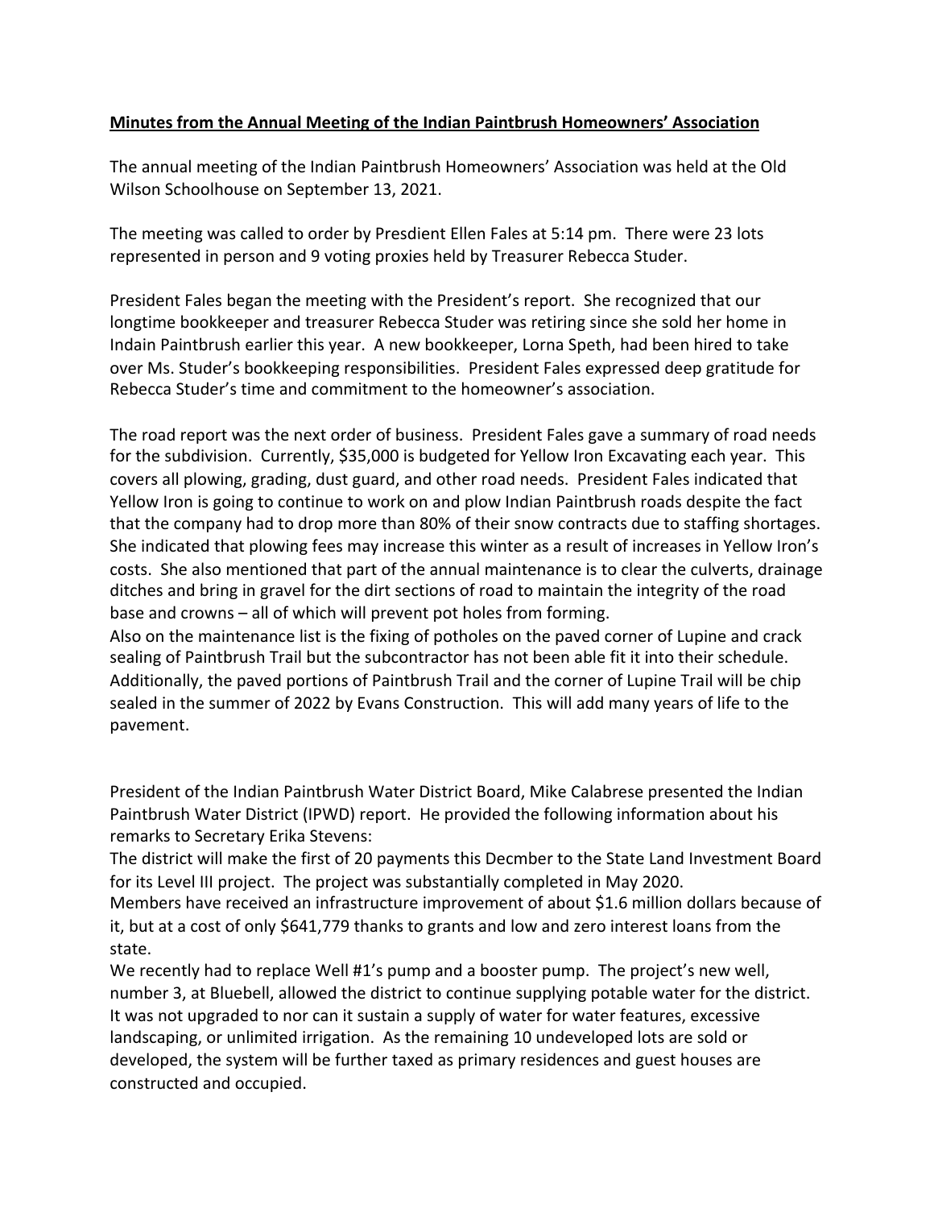**Minutes from the Annual Meeting of the Indian Paintbrush Homeowners' Association**

The annual meeting of the Indian Paintbrush Homeowners' Association was held at the Old Wilson Schoolhouse on September 13, 2021.

The meeting was called to order by Presdient Ellen Fales at 5:14 pm. There were 23 lots represented in person and 9 voting proxies held by Treasurer Rebecca Studer.

President Fales began the meeting with the President's report. She recognized that our longtime bookkeeper and treasurer Rebecca Studer was retiring since she sold her home in Indain Paintbrush earlier this year. A new bookkeeper, Lorna Speth, had been hired to take over Ms. Studer's bookkeeping responsibilities. President Fales expressed deep gratitude for Rebecca Studer's time and commitment to the homeowner's association.

The road report was the next order of business. President Fales gave a summary of road needs for the subdivision. Currently, $35,000 is budgeted for Yellow Iron Excavating each year. This covers all plowing, grading, dust guard, and other road needs. President Fales indicated that Yellow Iron is going to continue to work on and plow Indian Paintbrush roads despite the fact that the company had to drop more than 80% of their snow contracts due to staffing shortages. She indicated that plowing fees may increase this winter as a result of increases in Yellow Iron's costs. She also mentioned that part of the annual maintenance is to clear the culverts, drainage ditches and bring in gravel for the dirt sections of road to maintain the integrity of the road base and crowns – all of which will prevent pot holes from forming.
Also on the maintenance list is the fixing of potholes on the paved corner of Lupine and crack sealing of Paintbrush Trail but the subcontractor has not been able fit it into their schedule. Additionally, the paved portions of Paintbrush Trail and the corner of Lupine Trail will be chip sealed in the summer of 2022 by Evans Construction. This will add many years of life to the pavement.

President of the Indian Paintbrush Water District Board, Mike Calabrese presented the Indian Paintbrush Water District (IPWD) report. He provided the following information about his remarks to Secretary Erika Stevens:
The district will make the first of 20 payments this Decmber to the State Land Investment Board for its Level III project. The project was substantially completed in May 2020.
Members have received an infrastructure improvement of about $1.6 million dollars because of it, but at a cost of only $641,779 thanks to grants and low and zero interest loans from the state.
We recently had to replace Well #1's pump and a booster pump. The project's new well, number 3, at Bluebell, allowed the district to continue supplying potable water for the district. It was not upgraded to nor can it sustain a supply of water for water features, excessive landscaping, or unlimited irrigation. As the remaining 10 undeveloped lots are sold or developed, the system will be further taxed as primary residences and guest houses are constructed and occupied.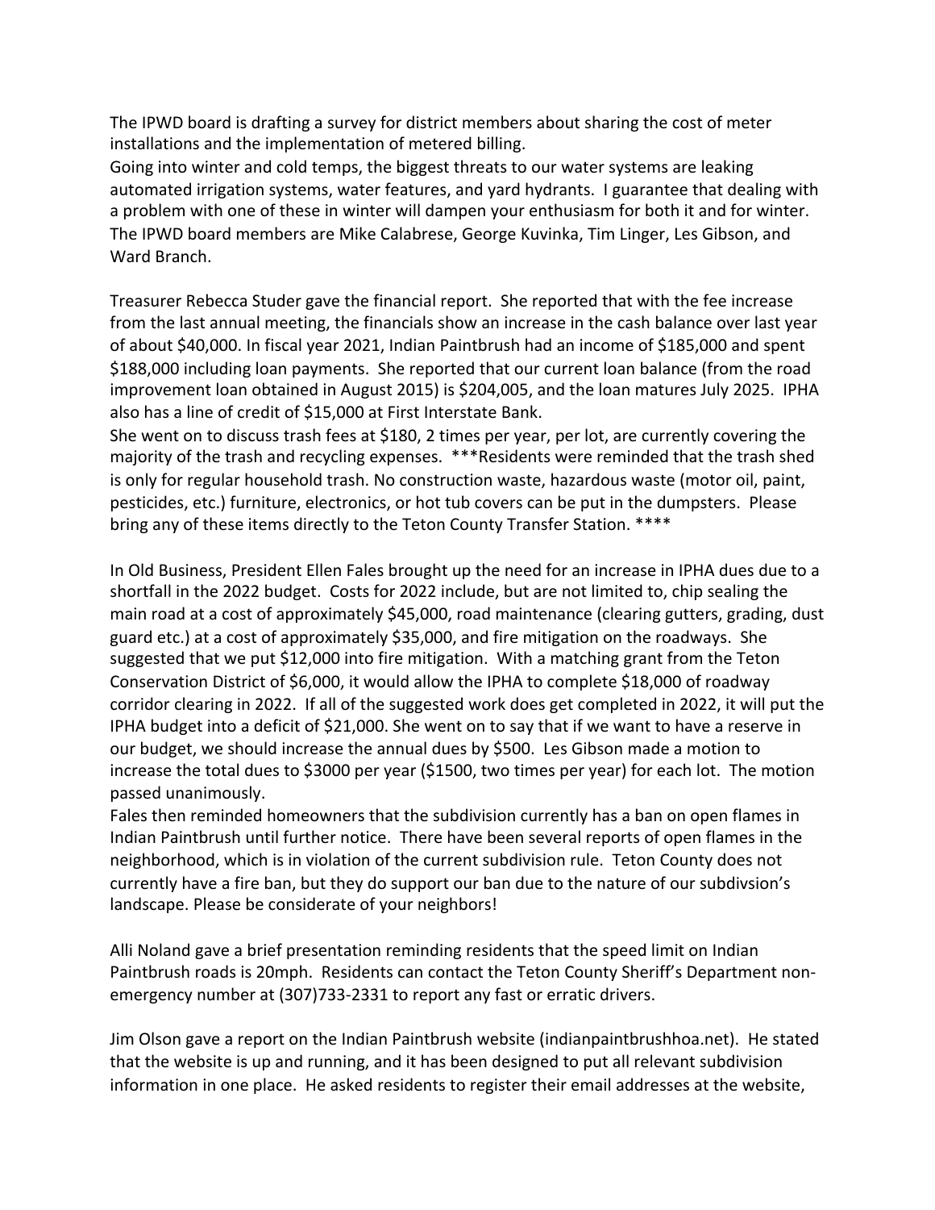The IPWD board is drafting a survey for district members about sharing the cost of meter installations and the implementation of metered billing.
Going into winter and cold temps, the biggest threats to our water systems are leaking automated irrigation systems, water features, and yard hydrants. I guarantee that dealing with a problem with one of these in winter will dampen your enthusiasm for both it and for winter.
The IPWD board members are Mike Calabrese, George Kuvinka, Tim Linger, Les Gibson, and Ward Branch.

Treasurer Rebecca Studer gave the financial report. She reported that with the fee increase from the last annual meeting, the financials show an increase in the cash balance over last year of about $40,000. In fiscal year 2021, Indian Paintbrush had an income of $185,000 and spent $188,000 including loan payments. She reported that our current loan balance (from the road improvement loan obtained in August 2015) is $204,005, and the loan matures July 2025. IPHA also has a line of credit of $15,000 at First Interstate Bank.
She went on to discuss trash fees at $180, 2 times per year, per lot, are currently covering the majority of the trash and recycling expenses. ***Residents were reminded that the trash shed is only for regular household trash. No construction waste, hazardous waste (motor oil, paint, pesticides, etc.) furniture, electronics, or hot tub covers can be put in the dumpsters. Please bring any of these items directly to the Teton County Transfer Station. ****

In Old Business, President Ellen Fales brought up the need for an increase in IPHA dues due to a shortfall in the 2022 budget. Costs for 2022 include, but are not limited to, chip sealing the main road at a cost of approximately $45,000, road maintenance (clearing gutters, grading, dust guard etc.) at a cost of approximately $35,000, and fire mitigation on the roadways. She suggested that we put $12,000 into fire mitigation. With a matching grant from the Teton Conservation District of $6,000, it would allow the IPHA to complete $18,000 of roadway corridor clearing in 2022. If all of the suggested work does get completed in 2022, it will put the IPHA budget into a deficit of $21,000. She went on to say that if we want to have a reserve in our budget, we should increase the annual dues by $500. Les Gibson made a motion to increase the total dues to $3000 per year ($1500, two times per year) for each lot. The motion passed unanimously.
Fales then reminded homeowners that the subdivision currently has a ban on open flames in Indian Paintbrush until further notice. There have been several reports of open flames in the neighborhood, which is in violation of the current subdivision rule. Teton County does not currently have a fire ban, but they do support our ban due to the nature of our subdivsion's landscape. Please be considerate of your neighbors!

Alli Noland gave a brief presentation reminding residents that the speed limit on Indian Paintbrush roads is 20mph. Residents can contact the Teton County Sheriff's Department non-emergency number at (307)733-2331 to report any fast or erratic drivers.

Jim Olson gave a report on the Indian Paintbrush website (indianpaintbrushhoa.net). He stated that the website is up and running, and it has been designed to put all relevant subdivision information in one place. He asked residents to register their email addresses at the website,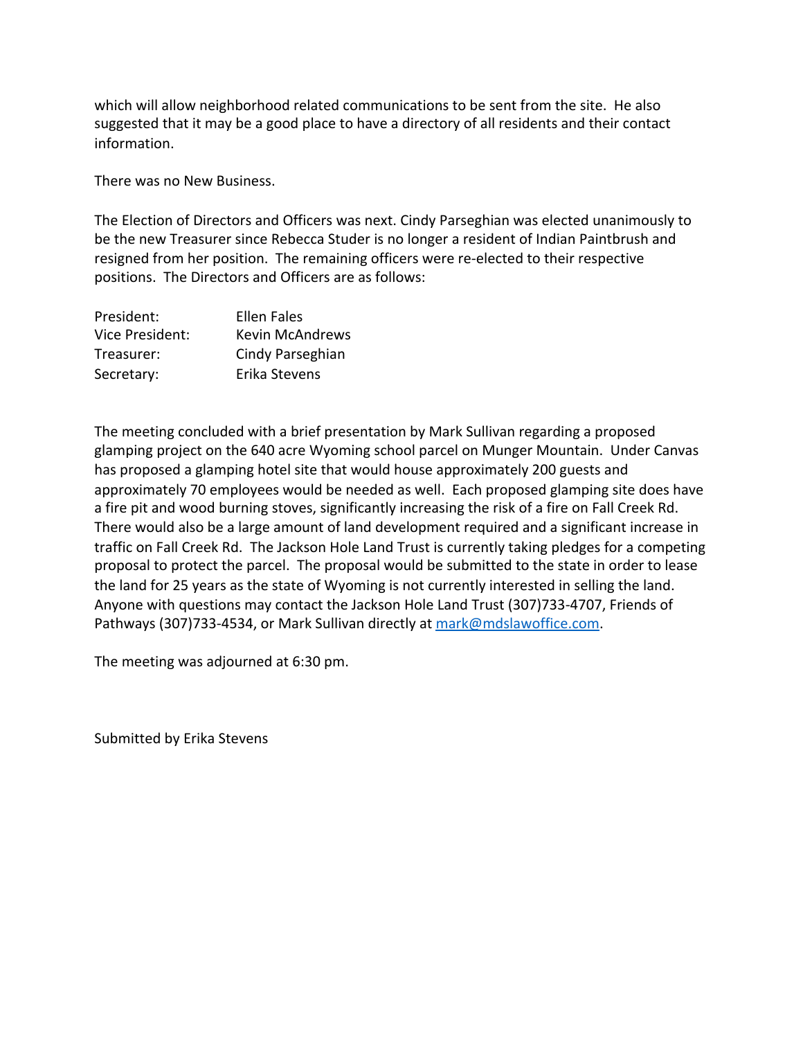which will allow neighborhood related communications to be sent from the site. He also suggested that it may be a good place to have a directory of all residents and their contact information.

There was no New Business.

The Election of Directors and Officers was next. Cindy Parseghian was elected unanimously to be the new Treasurer since Rebecca Studer is no longer a resident of Indian Paintbrush and resigned from her position. The remaining officers were re-elected to their respective positions. The Directors and Officers are as follows:

| | |
|---|---|
| President: | Ellen Fales |
| Vice President: | Kevin McAndrews |
| Treasurer: | Cindy Parseghian |
| Secretary: | Erika Stevens |

The meeting concluded with a brief presentation by Mark Sullivan regarding a proposed glamping project on the 640 acre Wyoming school parcel on Munger Mountain. Under Canvas has proposed a glamping hotel site that would house approximately 200 guests and approximately 70 employees would be needed as well. Each proposed glamping site does have a fire pit and wood burning stoves, significantly increasing the risk of a fire on Fall Creek Rd. There would also be a large amount of land development required and a significant increase in traffic on Fall Creek Rd. The Jackson Hole Land Trust is currently taking pledges for a competing proposal to protect the parcel. The proposal would be submitted to the state in order to lease the land for 25 years as the state of Wyoming is not currently interested in selling the land. Anyone with questions may contact the Jackson Hole Land Trust (307)733-4707, Friends of Pathways (307)733-4534, or Mark Sullivan directly at mark@mdslawoffice.com.

The meeting was adjourned at 6:30 pm.

Submitted by Erika Stevens